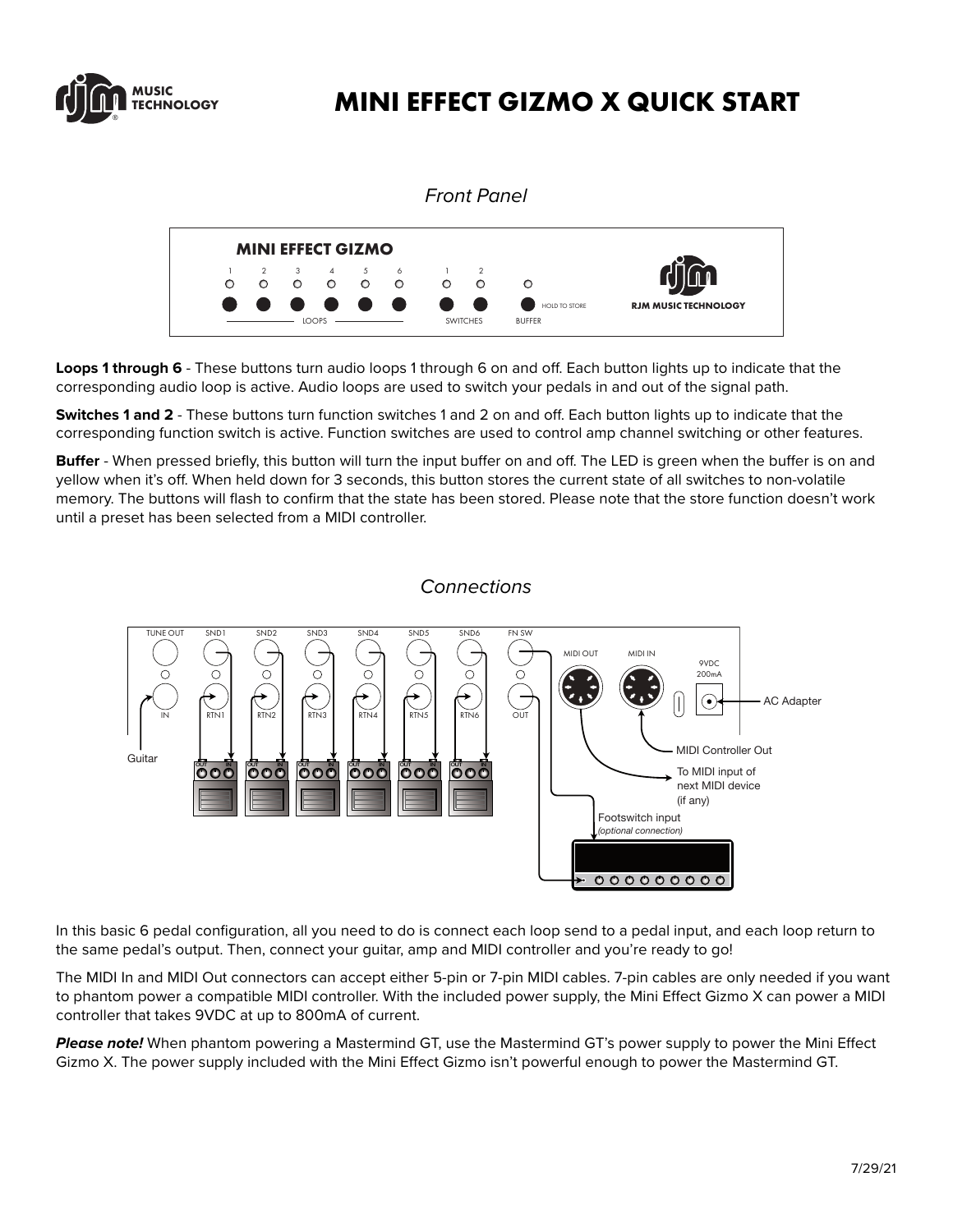# MINI EFFECT GIZMO X QUICK START

## *Front Panel*

**Loops 1 through 6** - These buttons turn audio loops 1 through 6 on and off. Each button lights up to indicate that the corresponding audio loop is active. Audio loops are used to switch your pedals in and out of the signal path.

**Switches 1 and 2** - These buttons turn function switches 1 and 2 on and off. Each button lights up to indicate that the corresponding function switch is active. Function switches are used to control amp channel switching or other features.

**Buffer** - When pressed briefly, this button will turn the input buffer on and off. The LED is green when the buffer is on and yellow when it's off. When held down for 3 seconds, this button stores the current state of all switches to non-volatile memory. The buttons will flash to confirm that the state has been stored. Please note that the store function doesn't work until a preset has been selected from a MIDI controller.

## *Connections*

In this basic 6 pedal configuration, all you need to do is connect each loop send to a pedal input, and each loop return to the same pedal's output. Then, connect your guitar, amp and MIDI controller and you're ready to go!

The MIDI In and MIDI Out connectors can accept either 5-pin or 7-pin MIDI cables. 7-pin cables are only needed if you want to phantom power a compatible MIDI controller. With the included power supply, the Mini Effect Gizmo X can power a MIDI controller that takes 9VDC at up to 800mA of current.

***Please note!*** When phantom powering a Mastermind GT, use the Mastermind GT's power supply to power the Mini Effect Gizmo X. The power supply included with the Mini Effect Gizmo isn't powerful enough to power the Mastermind GT.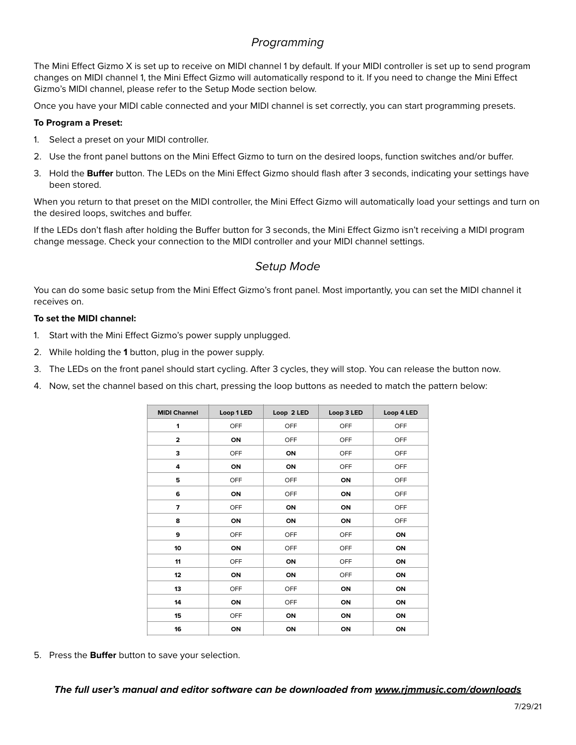## *Programming*

The Mini Effect Gizmo X is set up to receive on MIDI channel 1 by default. If your MIDI controller is set up to send program changes on MIDI channel 1, the Mini Effect Gizmo will automatically respond to it. If you need to change the Mini Effect Gizmo's MIDI channel, please refer to the Setup Mode section below.

Once you have your MIDI cable connected and your MIDI channel is set correctly, you can start programming presets.

**To Program a Preset:**

1. Select a preset on your MIDI controller.
2. Use the front panel buttons on the Mini Effect Gizmo to turn on the desired loops, function switches and/or buffer.
3. Hold the **Buffer** button. The LEDs on the Mini Effect Gizmo should flash after 3 seconds, indicating your settings have been stored.

When you return to that preset on the MIDI controller, the Mini Effect Gizmo will automatically load your settings and turn on the desired loops, switches and buffer.

If the LEDs don't flash after holding the Buffer button for 3 seconds, the Mini Effect Gizmo isn't receiving a MIDI program change message. Check your connection to the MIDI controller and your MIDI channel settings.

## *Setup Mode*

You can do some basic setup from the Mini Effect Gizmo's front panel. Most importantly, you can set the MIDI channel it receives on.

**To set the MIDI channel:**

1. Start with the Mini Effect Gizmo's power supply unplugged.
2. While holding the **1** button, plug in the power supply.
3. The LEDs on the front panel should start cycling. After 3 cycles, they will stop. You can release the button now.
4. Now, set the channel based on this chart, pressing the loop buttons as needed to match the pattern below:

| MIDI Channel | Loop 1 LED | Loop 2 LED | Loop 3 LED | Loop 4 LED |
|---|---|---|---|---|
| **1** | OFF | OFF | OFF | OFF |
| **2** | **ON** | OFF | OFF | OFF |
| **3** | OFF | **ON** | OFF | OFF |
| **4** | **ON** | **ON** | OFF | OFF |
| **5** | OFF | OFF | **ON** | OFF |
| **6** | **ON** | OFF | **ON** | OFF |
| **7** | OFF | **ON** | **ON** | OFF |
| **8** | **ON** | **ON** | **ON** | OFF |
| **9** | OFF | OFF | OFF | **ON** |
| **10** | **ON** | OFF | OFF | **ON** |
| **11** | OFF | **ON** | OFF | **ON** |
| **12** | **ON** | **ON** | OFF | **ON** |
| **13** | OFF | OFF | **ON** | **ON** |
| **14** | **ON** | OFF | **ON** | **ON** |
| **15** | OFF | **ON** | **ON** | **ON** |
| **16** | **ON** | **ON** | **ON** | **ON** |

5. Press the **Buffer** button to save your selection.

***The full user's manual and editor software can be downloaded from [www.rjmmusic.com/downloads](http://www.rjmmusic.com/downloads)***

7/29/21